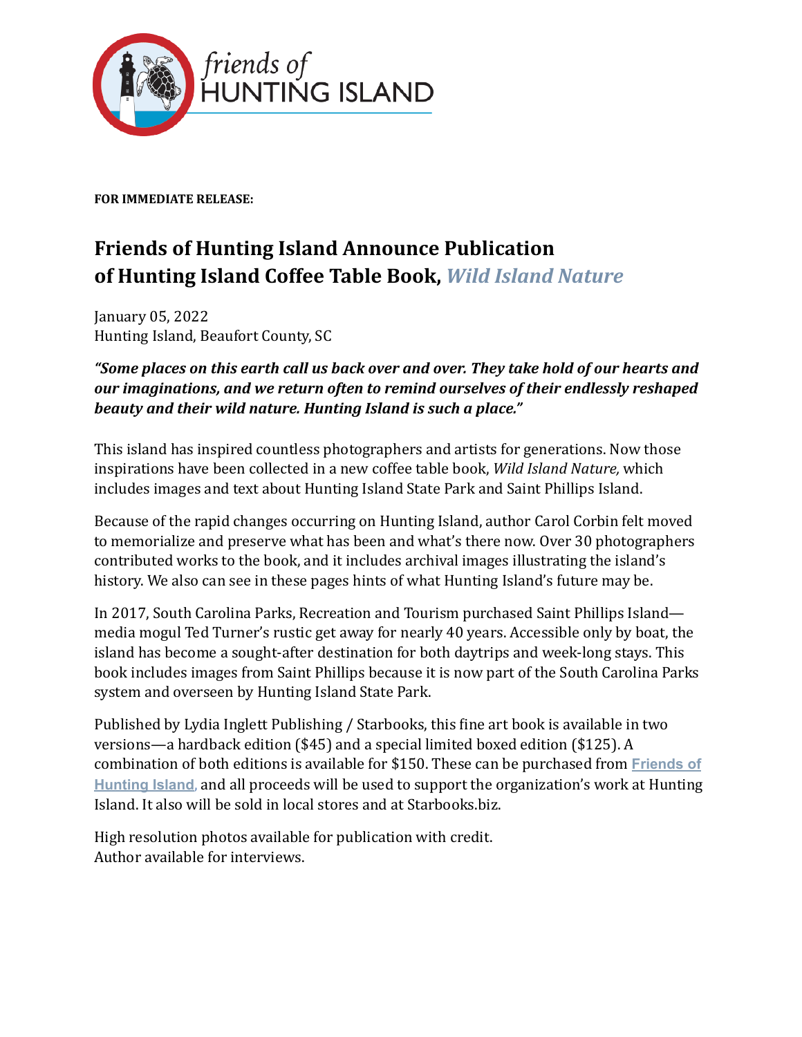friends of HUNTING ISLAND

**FOR IMMEDIATE RELEASE:**

# Friends of Hunting Island Announce Publication of Hunting Island Coffee Table Book, *Wild Island Nature*

January 05, 2022
Hunting Island, Beaufort County, SC

***"Some places on this earth call us back over and over. They take hold of our hearts and our imaginations, and we return often to remind ourselves of their endlessly reshaped beauty and their wild nature. Hunting Island is such a place."***

This island has inspired countless photographers and artists for generations. Now those inspirations have been collected in a new coffee table book, *Wild Island Nature,* which includes images and text about Hunting Island State Park and Saint Phillips Island.

Because of the rapid changes occurring on Hunting Island, author Carol Corbin felt moved to memorialize and preserve what has been and what's there now. Over 30 photographers contributed works to the book, and it includes archival images illustrating the island's history. We also can see in these pages hints of what Hunting Island's future may be.

In 2017, South Carolina Parks, Recreation and Tourism purchased Saint Phillips Island—media mogul Ted Turner's rustic get away for nearly 40 years. Accessible only by boat, the island has become a sought-after destination for both daytrips and week-long stays. This book includes images from Saint Phillips because it is now part of the South Carolina Parks system and overseen by Hunting Island State Park.

Published by Lydia Inglett Publishing / Starbooks, this fine art book is available in two versions—a hardback edition ($45) and a special limited boxed edition ($125). A combination of both editions is available for $150. These can be purchased from Friends of Hunting Island, and all proceeds will be used to support the organization's work at Hunting Island. It also will be sold in local stores and at Starbooks.biz.

High resolution photos available for publication with credit.
Author available for interviews.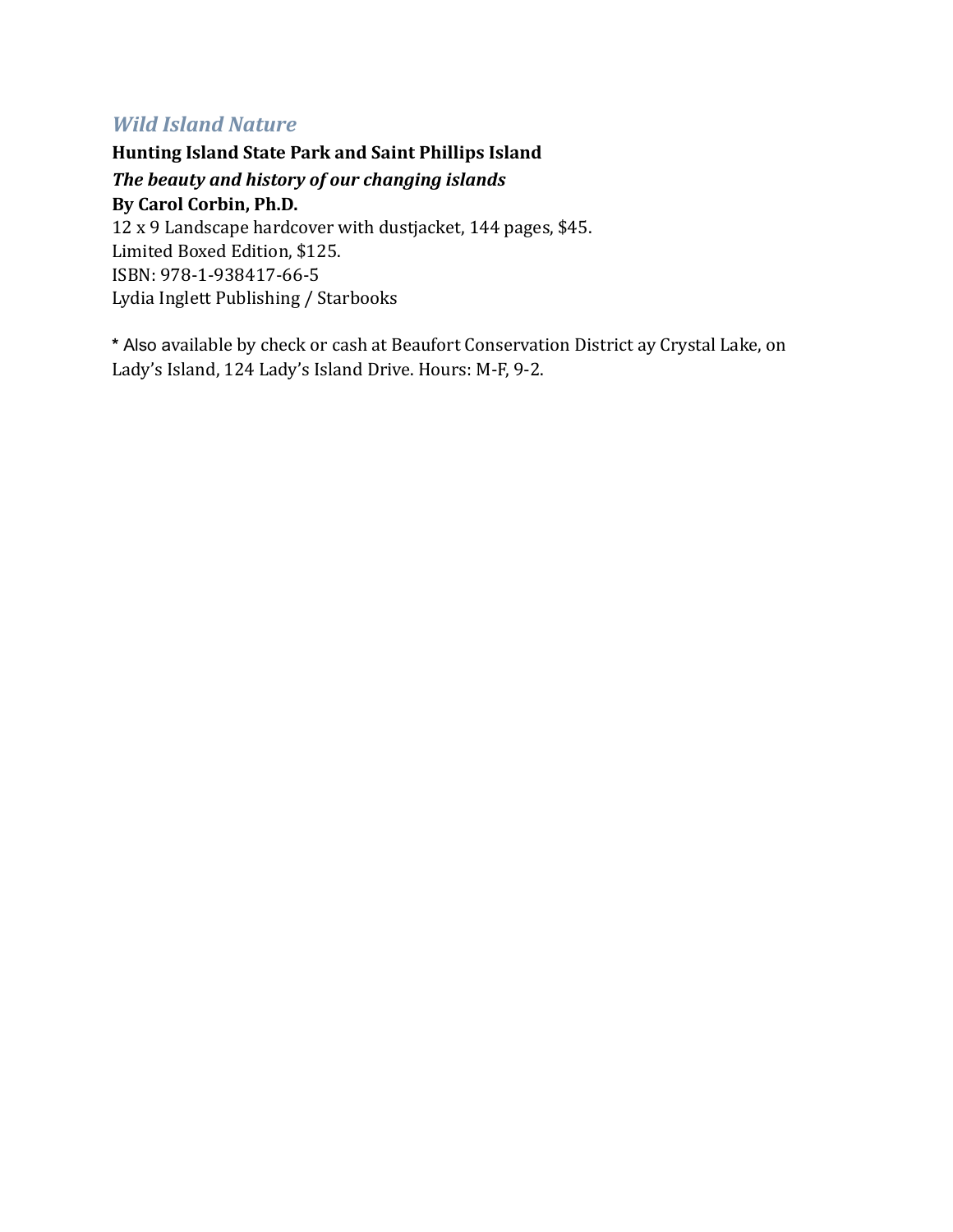## *Wild Island Nature*

**Hunting Island State Park and Saint Phillips Island**

***The beauty and history of our changing islands***

**By Carol Corbin, Ph.D.**

12 x 9 Landscape hardcover with dustjacket, 144 pages, $45.
Limited Boxed Edition, $125.
ISBN: 978-1-938417-66-5
Lydia Inglett Publishing / Starbooks

* Also available by check or cash at Beaufort Conservation District ay Crystal Lake, on Lady's Island, 124 Lady's Island Drive. Hours: M-F, 9-2.